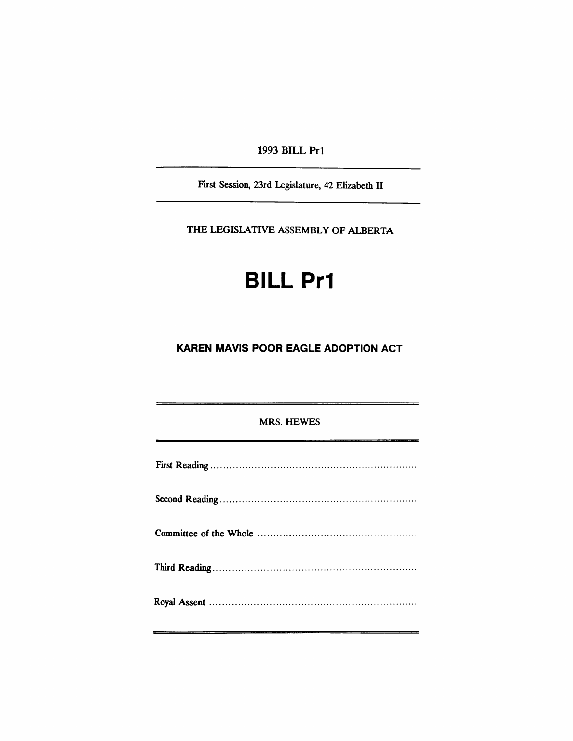1993 BILL Pr1

First Session, 23rd Legislature, 42 Elizabeth II

THE LEGISLATIVE ASSEMBLY OF ALBERTA

# BILL Pr1

## KAREN MAVIS POOR EAGLE ADOPTION ACT

MRS. HEWES

First Reading ..................................................................

Second Reading ..............................................................

Committee of the Whole ..................................................

Third Reading ................................................................

Royal Assent ..................................................................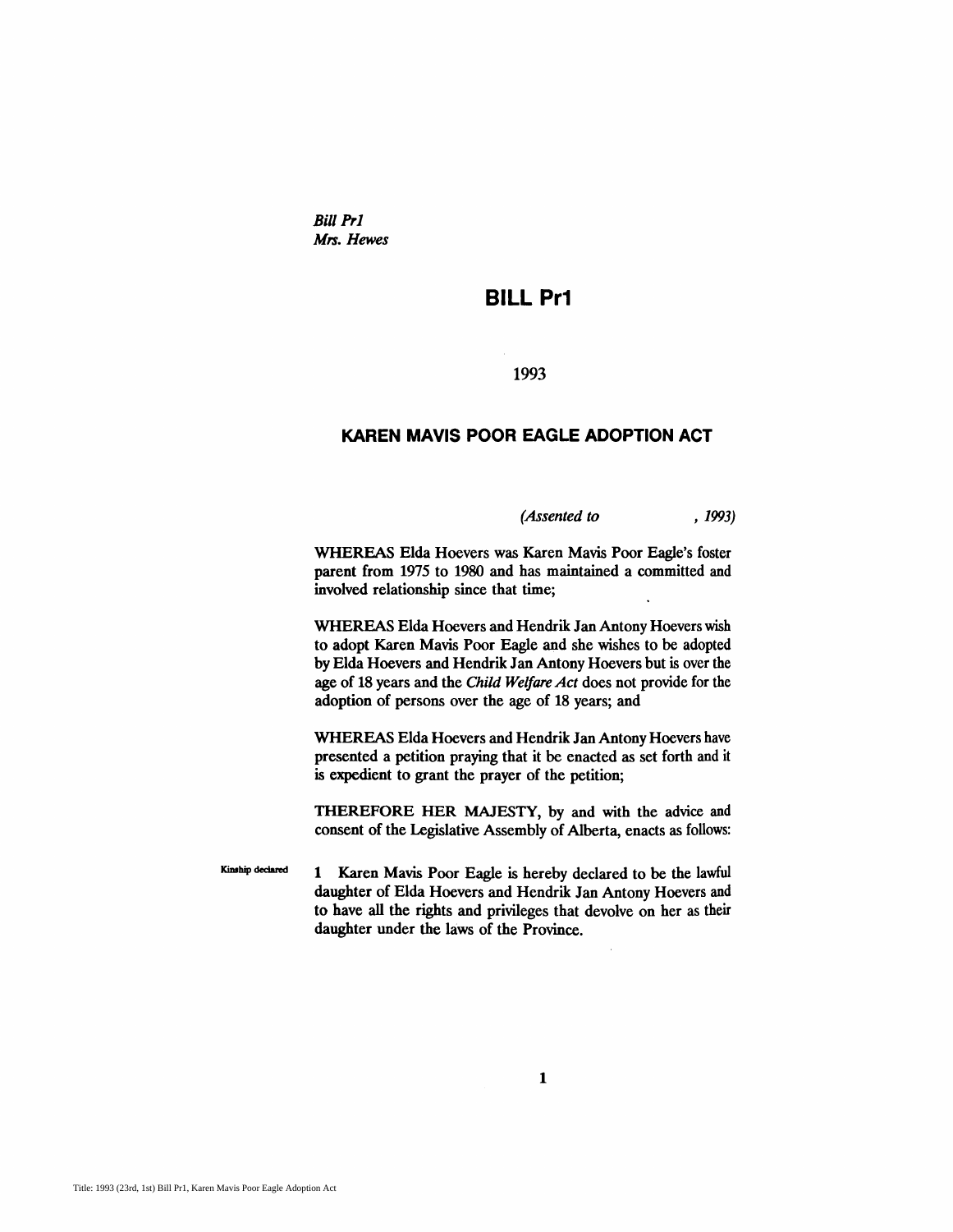*Bill Pr1*
*Mrs. Hewes*

# BILL Pr1

1993

## KAREN MAVIS POOR EAGLE ADOPTION ACT

*(Assented to , 1993)*

WHEREAS Elda Hoevers was Karen Mavis Poor Eagle's foster parent from 1975 to 1980 and has maintained a committed and involved relationship since that time;

WHEREAS Elda Hoevers and Hendrik Jan Antony Hoevers wish to adopt Karen Mavis Poor Eagle and she wishes to be adopted by Elda Hoevers and Hendrik Jan Antony Hoevers but is over the age of 18 years and the *Child Welfare Act* does not provide for the adoption of persons over the age of 18 years; and

WHEREAS Elda Hoevers and Hendrik Jan Antony Hoevers have presented a petition praying that it be enacted as set forth and it is expedient to grant the prayer of the petition;

THEREFORE HER MAJESTY, by and with the advice and consent of the Legislative Assembly of Alberta, enacts as follows:

Kinship declared

**1** Karen Mavis Poor Eagle is hereby declared to be the lawful daughter of Elda Hoevers and Hendrik Jan Antony Hoevers and to have all the rights and privileges that devolve on her as their daughter under the laws of the Province.